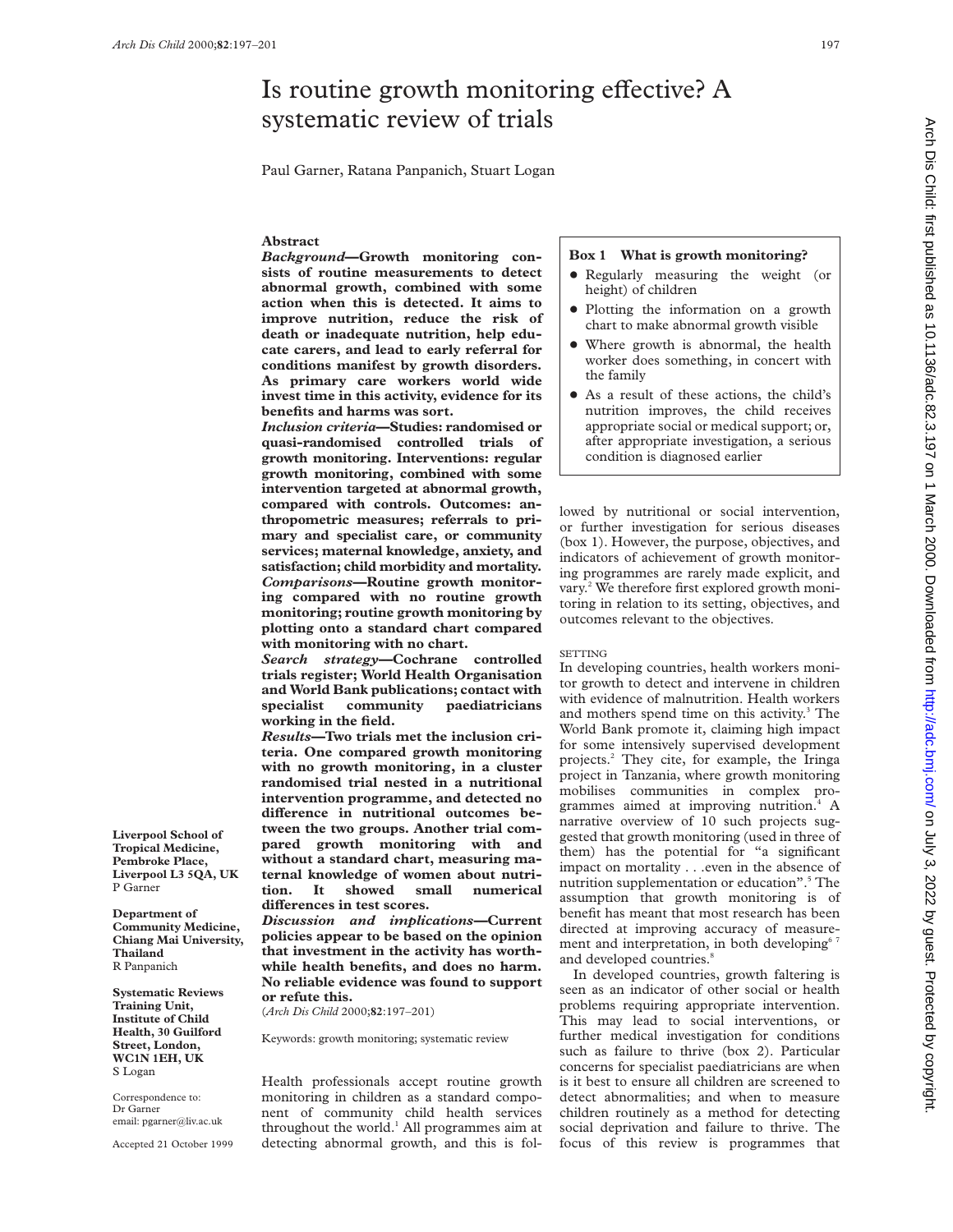# Is routine growth monitoring effective? A systematic review of trials

Paul Garner, Ratana Panpanich, Stuart Logan

## Abstract

***Background*—Growth monitoring consists of routine measurements to detect abnormal growth, combined with some action when this is detected. It aims to improve nutrition, reduce the risk of death or inadequate nutrition, help educate carers, and lead to early referral for conditions manifest by growth disorders. As primary care workers world wide invest time in this activity, evidence for its benefits and harms was sort.**

***Inclusion criteria*—Studies: randomised or quasi-randomised controlled trials of growth monitoring. Interventions: regular growth monitoring, combined with some intervention targeted at abnormal growth, compared with controls. Outcomes: anthropometric measures; referrals to primary and specialist care, or community services; maternal knowledge, anxiety, and satisfaction; child morbidity and mortality.**

***Comparisons*—Routine growth monitoring compared with no routine growth monitoring; routine growth monitoring by plotting onto a standard chart compared with monitoring with no chart.**

***Search strategy*—Cochrane controlled trials register; World Health Organisation and World Bank publications; contact with specialist community paediatricians working in the field.**

***Results*—Two trials met the inclusion criteria. One compared growth monitoring with no growth monitoring, in a cluster randomised trial nested in a nutritional intervention programme, and detected no difference in nutritional outcomes between the two groups. Another trial compared growth monitoring with and without a standard chart, measuring maternal knowledge of women about nutrition. It showed small numerical differences in test scores.**

***Discussion and implications*—Current policies appear to be based on the opinion that investment in the activity has worthwhile health benefits, and does no harm. No reliable evidence was found to support or refute this.**

(*Arch Dis Child* 2000;**82**:197–201)

Keywords: growth monitoring; systematic review

**Liverpool School of Tropical Medicine, Pembroke Place, Liverpool L3 5QA, UK**
P Garner

**Department of Community Medicine, Chiang Mai University, Thailand**
R Panpanich

**Systematic Reviews Training Unit, Institute of Child Health, 30 Guilford Street, London, WC1N 1EH, UK**
S Logan

Correspondence to: Dr Garner
email: pgarner@liv.ac.uk

Accepted 21 October 1999

Health professionals accept routine growth monitoring in children as a standard component of community child health services throughout the world.[1] All programmes aim at detecting abnormal growth, and this is followed by nutritional or social intervention, or further investigation for serious diseases (box 1). However, the purpose, objectives, and indicators of achievement of growth monitoring programmes are rarely made explicit, and vary.[2] We therefore first explored growth monitoring in relation to its setting, objectives, and outcomes relevant to the objectives.

> **Box 1 What is growth monitoring?**
>
> - Regularly measuring the weight (or height) of children
> - Plotting the information on a growth chart to make abnormal growth visible
> - Where growth is abnormal, the health worker does something, in concert with the family
> - As a result of these actions, the child's nutrition improves, the child receives appropriate social or medical support; or, after appropriate investigation, a serious condition is diagnosed earlier

### SETTING

In developing countries, health workers monitor growth to detect and intervene in children with evidence of malnutrition. Health workers and mothers spend time on this activity.[3] The World Bank promote it, claiming high impact for some intensively supervised development projects.[2] They cite, for example, the Iringa project in Tanzania, where growth monitoring mobilises communities in complex programmes aimed at improving nutrition.[4] A narrative overview of 10 such projects suggested that growth monitoring (used in three of them) has the potential for "a significant impact on mortality . . .even in the absence of nutrition supplementation or education".[5] The assumption that growth monitoring is of benefit has meant that most research has been directed at improving accuracy of measurement and interpretation, in both developing[6 7] and developed countries.[8]

In developed countries, growth faltering is seen as an indicator of other social or health problems requiring appropriate intervention. This may lead to social interventions, or further medical investigation for conditions such as failure to thrive (box 2). Particular concerns for specialist paediatricians are when is it best to ensure all children are screened to detect abnormalities; and when to measure children routinely as a method for detecting social deprivation and failure to thrive. The focus of this review is programmes that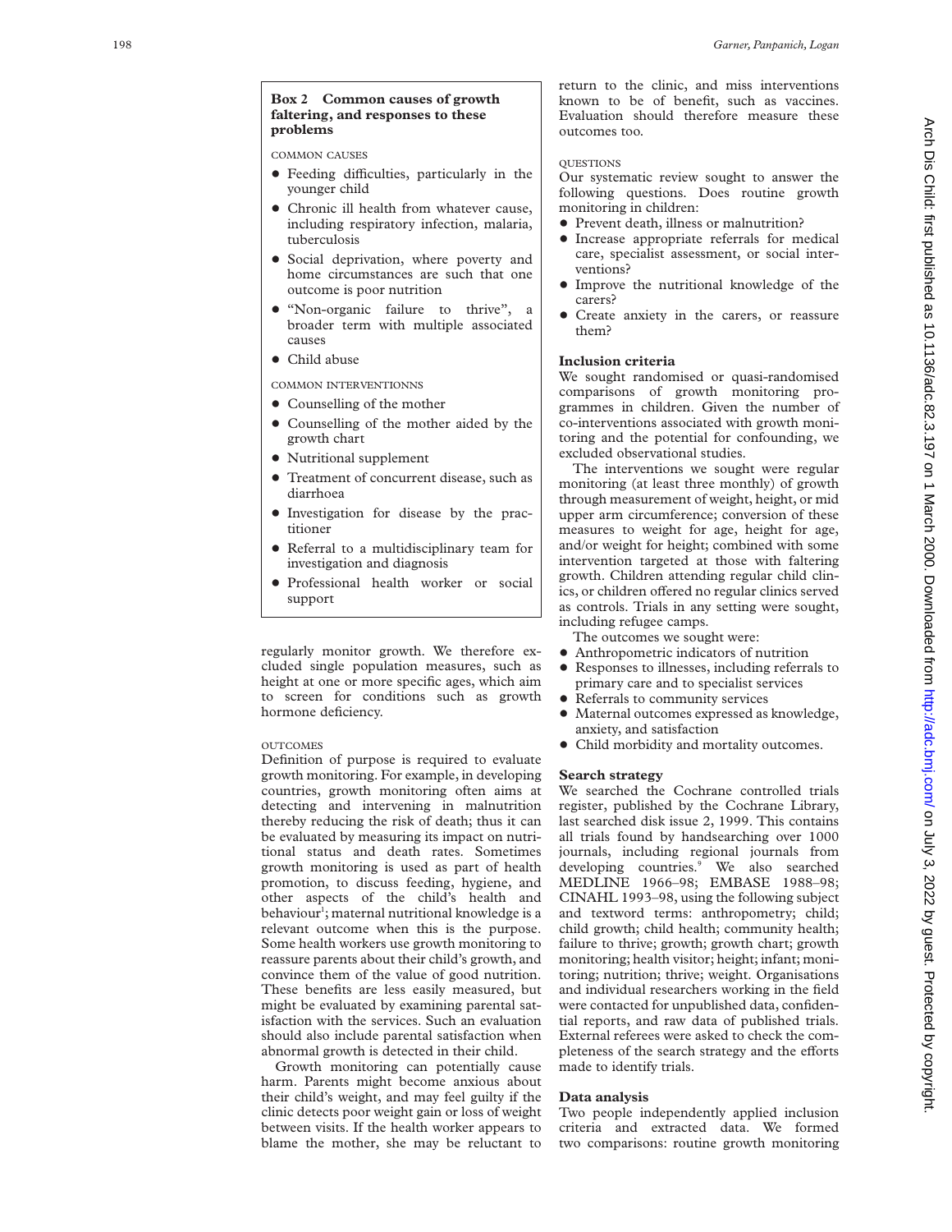**Box 2 Common causes of growth faltering, and responses to these problems**

COMMON CAUSES

- Feeding difficulties, particularly in the younger child
- Chronic ill health from whatever cause, including respiratory infection, malaria, tuberculosis
- Social deprivation, where poverty and home circumstances are such that one outcome is poor nutrition
- "Non-organic failure to thrive", a broader term with multiple associated causes
- Child abuse

COMMON INTERVENTIONNS

- Counselling of the mother
- Counselling of the mother aided by the growth chart
- Nutritional supplement
- Treatment of concurrent disease, such as diarrhoea
- Investigation for disease by the practitioner
- Referral to a multidisciplinary team for investigation and diagnosis
- Professional health worker or social support

regularly monitor growth. We therefore excluded single population measures, such as height at one or more specific ages, which aim to screen for conditions such as growth hormone deficiency.

OUTCOMES

Definition of purpose is required to evaluate growth monitoring. For example, in developing countries, growth monitoring often aims at detecting and intervening in malnutrition thereby reducing the risk of death; thus it can be evaluated by measuring its impact on nutritional status and death rates. Sometimes growth monitoring is used as part of health promotion, to discuss feeding, hygiene, and other aspects of the child's health and behaviour[1]; maternal nutritional knowledge is a relevant outcome when this is the purpose. Some health workers use growth monitoring to reassure parents about their child's growth, and convince them of the value of good nutrition. These benefits are less easily measured, but might be evaluated by examining parental satisfaction with the services. Such an evaluation should also include parental satisfaction when abnormal growth is detected in their child.

Growth monitoring can potentially cause harm. Parents might become anxious about their child's weight, and may feel guilty if the clinic detects poor weight gain or loss of weight between visits. If the health worker appears to blame the mother, she may be reluctant to return to the clinic, and miss interventions known to be of benefit, such as vaccines. Evaluation should therefore measure these outcomes too.

QUESTIONS

Our systematic review sought to answer the following questions. Does routine growth monitoring in children:

- Prevent death, illness or malnutrition?
- Increase appropriate referrals for medical care, specialist assessment, or social interventions?
- Improve the nutritional knowledge of the carers?
- Create anxiety in the carers, or reassure them?

## Inclusion criteria

We sought randomised or quasi-randomised comparisons of growth monitoring programmes in children. Given the number of co-interventions associated with growth monitoring and the potential for confounding, we excluded observational studies.

The interventions we sought were regular monitoring (at least three monthly) of growth through measurement of weight, height, or mid upper arm circumference; conversion of these measures to weight for age, height for age, and/or weight for height; combined with some intervention targeted at those with faltering growth. Children attending regular child clinics, or children offered no regular clinics served as controls. Trials in any setting were sought, including refugee camps.

The outcomes we sought were:

- Anthropometric indicators of nutrition
- Responses to illnesses, including referrals to primary care and to specialist services
- Referrals to community services
- Maternal outcomes expressed as knowledge, anxiety, and satisfaction
- Child morbidity and mortality outcomes.

## Search strategy

We searched the Cochrane controlled trials register, published by the Cochrane Library, last searched disk issue 2, 1999. This contains all trials found by handsearching over 1000 journals, including regional journals from developing countries.[9] We also searched MEDLINE 1966–98; EMBASE 1988–98; CINAHL 1993–98, using the following subject and textword terms: anthropometry; child; child growth; child health; community health; failure to thrive; growth; growth chart; growth monitoring; health visitor; height; infant; monitoring; nutrition; thrive; weight. Organisations and individual researchers working in the field were contacted for unpublished data, confidential reports, and raw data of published trials. External referees were asked to check the completeness of the search strategy and the efforts made to identify trials.

## Data analysis

Two people independently applied inclusion criteria and extracted data. We formed two comparisons: routine growth monitoring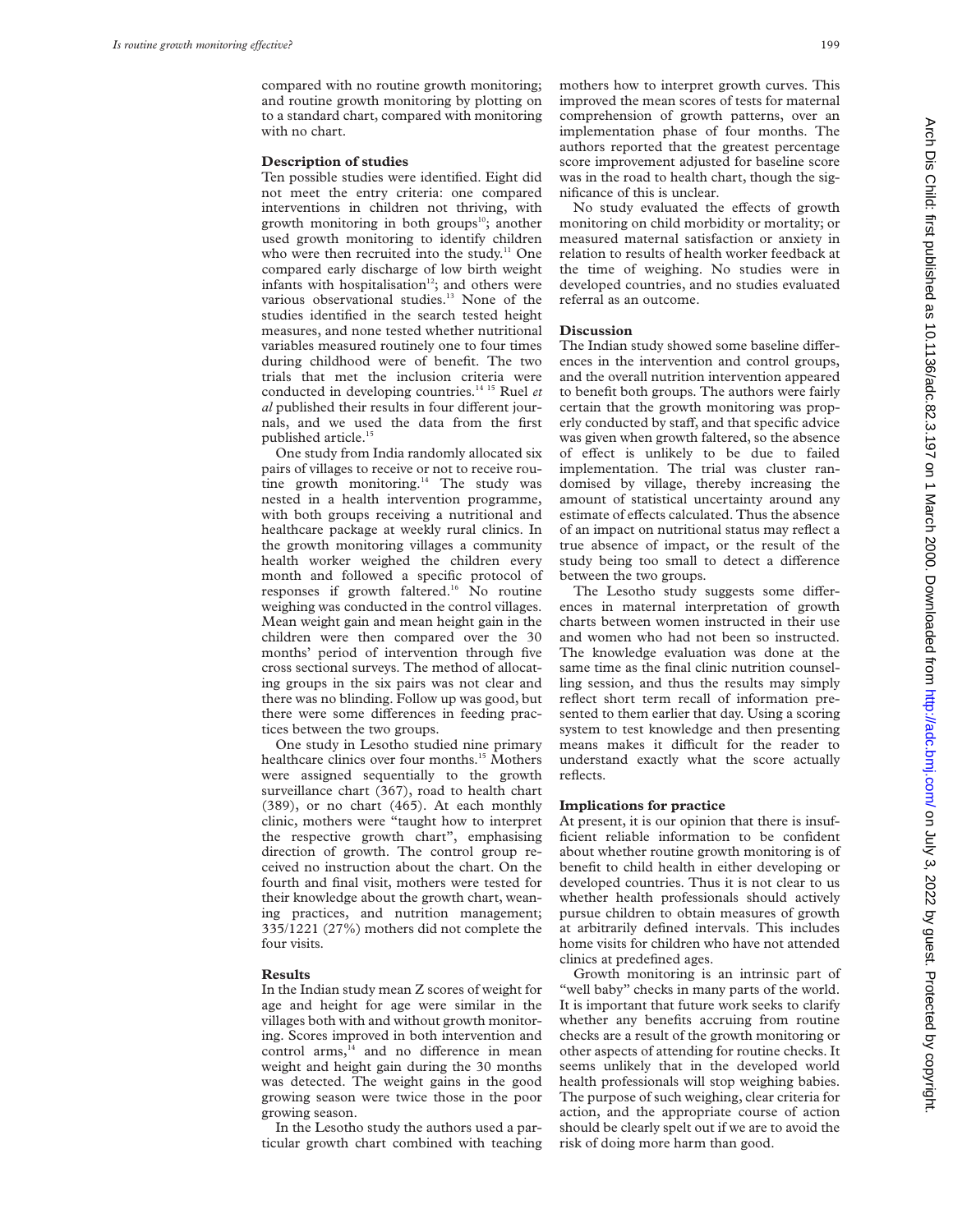compared with no routine growth monitoring; and routine growth monitoring by plotting on to a standard chart, compared with monitoring with no chart.

### Description of studies

Ten possible studies were identified. Eight did not meet the entry criteria: one compared interventions in children not thriving, with growth monitoring in both groups[10]; another used growth monitoring to identify children who were then recruited into the study.[11] One compared early discharge of low birth weight infants with hospitalisation[12]; and others were various observational studies.[13] None of the studies identified in the search tested height measures, and none tested whether nutritional variables measured routinely one to four times during childhood were of benefit. The two trials that met the inclusion criteria were conducted in developing countries.[14 15] Ruel *et al* published their results in four different journals, and we used the data from the first published article.[15]

One study from India randomly allocated six pairs of villages to receive or not to receive routine growth monitoring.[14] The study was nested in a health intervention programme, with both groups receiving a nutritional and healthcare package at weekly rural clinics. In the growth monitoring villages a community health worker weighed the children every month and followed a specific protocol of responses if growth faltered.[16] No routine weighing was conducted in the control villages. Mean weight gain and mean height gain in the children were then compared over the 30 months' period of intervention through five cross sectional surveys. The method of allocating groups in the six pairs was not clear and there was no blinding. Follow up was good, but there were some differences in feeding practices between the two groups.

One study in Lesotho studied nine primary healthcare clinics over four months.[15] Mothers were assigned sequentially to the growth surveillance chart (367), road to health chart (389), or no chart (465). At each monthly clinic, mothers were "taught how to interpret the respective growth chart", emphasising direction of growth. The control group received no instruction about the chart. On the fourth and final visit, mothers were tested for their knowledge about the growth chart, weaning practices, and nutrition management; 335/1221 (27%) mothers did not complete the four visits.

### Results

In the Indian study mean Z scores of weight for age and height for age were similar in the villages both with and without growth monitoring. Scores improved in both intervention and control arms,[14] and no difference in mean weight and height gain during the 30 months was detected. The weight gains in the good growing season were twice those in the poor growing season.

In the Lesotho study the authors used a particular growth chart combined with teaching mothers how to interpret growth curves. This improved the mean scores of tests for maternal comprehension of growth patterns, over an implementation phase of four months. The authors reported that the greatest percentage score improvement adjusted for baseline score was in the road to health chart, though the significance of this is unclear.

No study evaluated the effects of growth monitoring on child morbidity or mortality; or measured maternal satisfaction or anxiety in relation to results of health worker feedback at the time of weighing. No studies were in developed countries, and no studies evaluated referral as an outcome.

### Discussion

The Indian study showed some baseline differences in the intervention and control groups, and the overall nutrition intervention appeared to benefit both groups. The authors were fairly certain that the growth monitoring was properly conducted by staff, and that specific advice was given when growth faltered, so the absence of effect is unlikely to be due to failed implementation. The trial was cluster randomised by village, thereby increasing the amount of statistical uncertainty around any estimate of effects calculated. Thus the absence of an impact on nutritional status may reflect a true absence of impact, or the result of the study being too small to detect a difference between the two groups.

The Lesotho study suggests some differences in maternal interpretation of growth charts between women instructed in their use and women who had not been so instructed. The knowledge evaluation was done at the same time as the final clinic nutrition counselling session, and thus the results may simply reflect short term recall of information presented to them earlier that day. Using a scoring system to test knowledge and then presenting means makes it difficult for the reader to understand exactly what the score actually reflects.

### Implications for practice

At present, it is our opinion that there is insufficient reliable information to be confident about whether routine growth monitoring is of benefit to child health in either developing or developed countries. Thus it is not clear to us whether health professionals should actively pursue children to obtain measures of growth at arbitrarily defined intervals. This includes home visits for children who have not attended clinics at predefined ages.

Growth monitoring is an intrinsic part of "well baby" checks in many parts of the world. It is important that future work seeks to clarify whether any benefits accruing from routine checks are a result of the growth monitoring or other aspects of attending for routine checks. It seems unlikely that in the developed world health professionals will stop weighing babies. The purpose of such weighing, clear criteria for action, and the appropriate course of action should be clearly spelt out if we are to avoid the risk of doing more harm than good.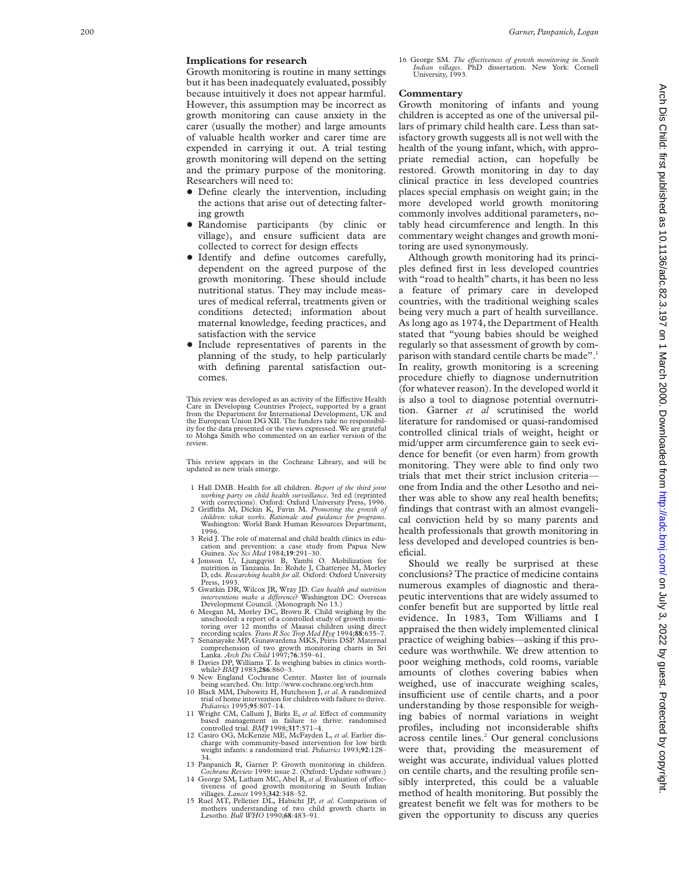## Implications for research

Growth monitoring is routine in many settings but it has been inadequately evaluated, possibly because intuitively it does not appear harmful. However, this assumption may be incorrect as growth monitoring can cause anxiety in the carer (usually the mother) and large amounts of valuable health worker and carer time are expended in carrying it out. A trial testing growth monitoring will depend on the setting and the primary purpose of the monitoring. Researchers will need to:

- Define clearly the intervention, including the actions that arise out of detecting faltering growth
- Randomise participants (by clinic or village), and ensure sufficient data are collected to correct for design effects
- Identify and define outcomes carefully, dependent on the agreed purpose of the growth monitoring. These should include nutritional status. They may include measures of medical referral, treatments given or conditions detected; information about maternal knowledge, feeding practices, and satisfaction with the service
- Include representatives of parents in the planning of the study, to help particularly with defining parental satisfaction outcomes.

This review was developed as an activity of the Effective Health Care in Developing Countries Project, supported by a grant from the Department for International Development, UK and the European Union DG XII. The funders take no responsibility for the data presented or the views expressed. We are grateful to Mohga Smith who commented on an earlier version of the review.

This review appears in the Cochrane Library, and will be updated as new trials emerge.

1 Hall DMB. Health for all children. *Report of the third joint working party on child health surveillance*. 3rd ed (reprinted with corrections). Oxford: Oxford University Press, 1996.
2 Griffiths M, Dickin K, Favin M. *Promoting the growth of children: what works. Rationale and guidance for programs*. Washington: World Bank Human Resources Department, 1996.
3 Reid J. The role of maternal and child health clinics in education and prevention: a case study from Papua New Guinea. *Soc Sci Med* 1984;**19**:291–30.
4 Jonsson U, Ljungqvist B, Yambi O. Mobilization for nutrition in Tanzania. In: Rohde J, Chatterjee M, Morley D, eds. *Researching health for all*. Oxford: Oxford University Press, 1993.
5 Gwatkin DR, Wilcox JR, Wray JD. *Can health and nutrition interventions make a difference?* Washington DC: Overseas Development Council. (Monograph No 13.)
6 Meegan M, Morley DC, Brown R. Child weighing by the unschooled: a report of a controlled study of growth monitoring over 12 months of Maasai children using direct recording scales. *Trans R Soc Trop Med Hyg* 1994;**88**:635–7.
7 Senanayake MP, Gunawardena MKS, Peiris DSP. Maternal comprehension of two growth monitoring charts in Sri Lanka. *Arch Dis Child* 1997;**76**:359–61.
8 Davies DP, Williams T. Is weighing babies in clinics worthwhile? *BMJ* 1983;**286**:860–3.
9 New England Cochrane Center. Master list of journals being searched. On: http://www.cochrane.org/srch.htm
10 Black MM, Dubowitz H, Hutcheson J, *et al*. A randomized trial of home intervention for children with failure to thrive. *Pediatrics* 1995;**95**:807–14.
11 Wright CM, Callum J, Birks E, *et al*. Effect of community based management in failure to thrive: randomised controlled trial. *BMJ* 1998;**317**:571–4.
12 Casiro OG, McKenzie ME, McFayden L, *et al*. Earlier discharge with community-based intervention for low birth weight infants: a randomized trial. *Pediatrics* 1993;**92**:128–34.
13 Panpanich R, Garner P. Growth monitoring in children. *Cochrane Review* 1999: issue 2. (Oxford: Update software.)
14 George SM, Latham MC, Abel R, *et al*. Evaluation of effectiveness of good growth monitoring in South Indian villages. *Lancet* 1993;**342**:348–52.
15 Ruel MT, Pelletier DL, Habicht JP, *et al*. Comparison of mothers understanding of two child growth charts in Lesotho. *Bull WHO* 1990;**68**:483–91.
16 George SM. *The effectiveness of growth monitoring in South Indian villages*. PhD dissertation. New York: Cornell University, 1993.

## Commentary

Growth monitoring of infants and young children is accepted as one of the universal pillars of primary child health care. Less than satisfactory growth suggests all is not well with the health of the young infant, which, with appropriate remedial action, can hopefully be restored. Growth monitoring in day to day clinical practice in less developed countries places special emphasis on weight gain; in the more developed world growth monitoring commonly involves additional parameters, notably head circumference and length. In this commentary weight changes and growth monitoring are used synonymously.

Although growth monitoring had its principles defined first in less developed countries with "road to health" charts, it has been no less a feature of primary care in developed countries, with the traditional weighing scales being very much a part of health surveillance. As long ago as 1974, the Department of Health stated that "young babies should be weighed regularly so that assessment of growth by comparison with standard centile charts be made".[1] In reality, growth monitoring is a screening procedure chiefly to diagnose undernutrition (for whatever reason). In the developed world it is also a tool to diagnose potential overnutrition. Garner *et al* scrutinised the world literature for randomised or quasi-randomised controlled clinical trials of weight, height or mid/upper arm circumference gain to seek evidence for benefit (or even harm) from growth monitoring. They were able to find only two trials that met their strict inclusion criteria—one from India and the other Lesotho and neither was able to show any real health benefits; findings that contrast with an almost evangelical conviction held by so many parents and health professionals that growth monitoring in less developed and developed countries is beneficial.

Should we really be surprised at these conclusions? The practice of medicine contains numerous examples of diagnostic and therapeutic interventions that are widely assumed to confer benefit but are supported by little real evidence. In 1983, Tom Williams and I appraised the then widely implemented clinical practice of weighing babies—asking if this procedure was worthwhile. We drew attention to poor weighing methods, cold rooms, variable amounts of clothes covering babies when weighed, use of inaccurate weighing scales, insufficient use of centile charts, and a poor understanding by those responsible for weighing babies of normal variations in weight profiles, including not inconsiderable shifts across centile lines.[2] Our general conclusions were that, providing the measurement of weight was accurate, individual values plotted on centile charts, and the resulting profile sensibly interpreted, this could be a valuable method of health monitoring. But possibly the greatest benefit we felt was for mothers to be given the opportunity to discuss any queries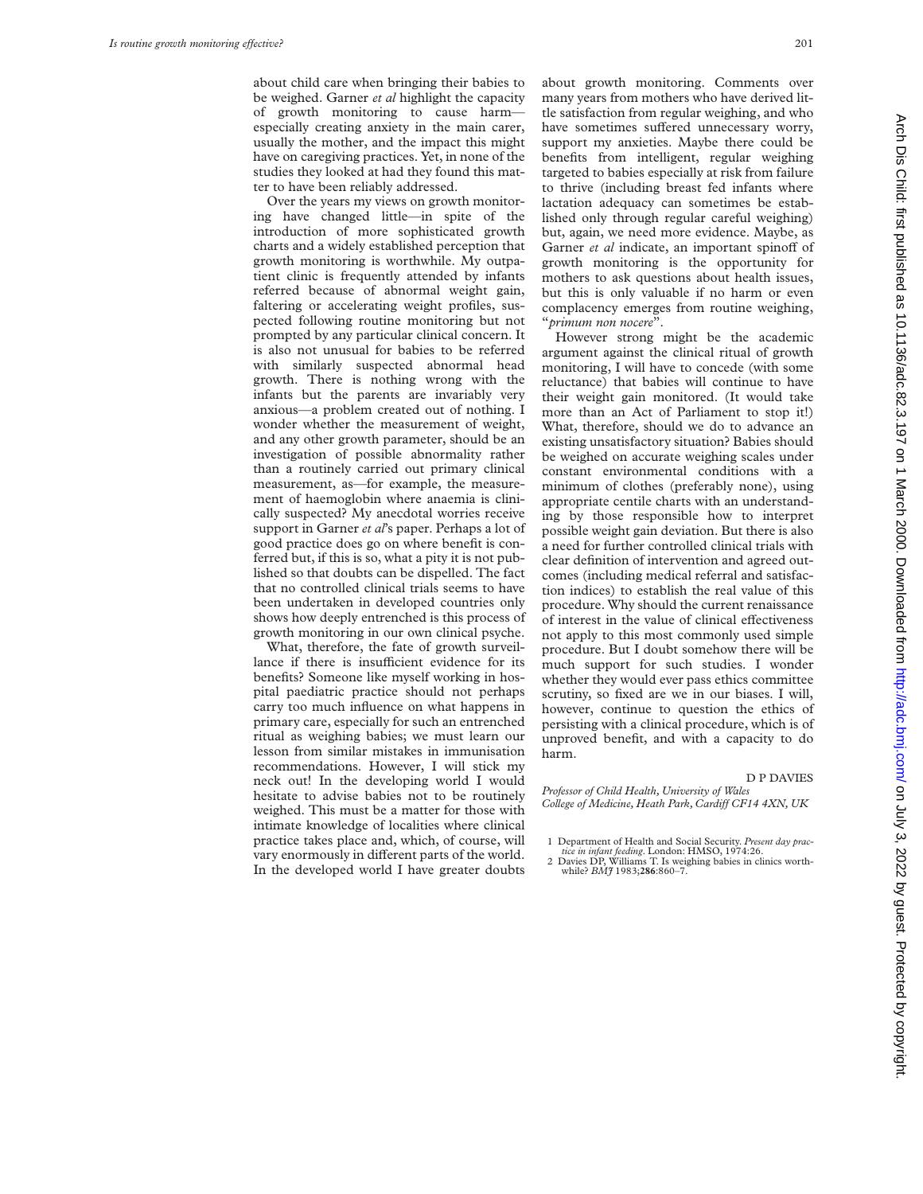about child care when bringing their babies to be weighed. Garner *et al* highlight the capacity of growth monitoring to cause harm—especially creating anxiety in the main carer, usually the mother, and the impact this might have on caregiving practices. Yet, in none of the studies they looked at had they found this matter to have been reliably addressed.

Over the years my views on growth monitoring have changed little—in spite of the introduction of more sophisticated growth charts and a widely established perception that growth monitoring is worthwhile. My outpatient clinic is frequently attended by infants referred because of abnormal weight gain, faltering or accelerating weight profiles, suspected following routine monitoring but not prompted by any particular clinical concern. It is also not unusual for babies to be referred with similarly suspected abnormal head growth. There is nothing wrong with the infants but the parents are invariably very anxious—a problem created out of nothing. I wonder whether the measurement of weight, and any other growth parameter, should be an investigation of possible abnormality rather than a routinely carried out primary clinical measurement, as—for example, the measurement of haemoglobin where anaemia is clinically suspected? My anecdotal worries receive support in Garner *et al*'s paper. Perhaps a lot of good practice does go on where benefit is conferred but, if this is so, what a pity it is not published so that doubts can be dispelled. The fact that no controlled clinical trials seems to have been undertaken in developed countries only shows how deeply entrenched is this process of growth monitoring in our own clinical psyche.

What, therefore, the fate of growth surveillance if there is insufficient evidence for its benefits? Someone like myself working in hospital paediatric practice should not perhaps carry too much influence on what happens in primary care, especially for such an entrenched ritual as weighing babies; we must learn our lesson from similar mistakes in immunisation recommendations. However, I will stick my neck out! In the developing world I would hesitate to advise babies not to be routinely weighed. This must be a matter for those with intimate knowledge of localities where clinical practice takes place and, which, of course, will vary enormously in different parts of the world. In the developed world I have greater doubts about growth monitoring. Comments over many years from mothers who have derived little satisfaction from regular weighing, and who have sometimes suffered unnecessary worry, support my anxieties. Maybe there could be benefits from intelligent, regular weighing targeted to babies especially at risk from failure to thrive (including breast fed infants where lactation adequacy can sometimes be established only through regular careful weighing) but, again, we need more evidence. Maybe, as Garner *et al* indicate, an important spinoff of growth monitoring is the opportunity for mothers to ask questions about health issues, but this is only valuable if no harm or even complacency emerges from routine weighing, "*primum non nocere*".

However strong might be the academic argument against the clinical ritual of growth monitoring, I will have to concede (with some reluctance) that babies will continue to have their weight gain monitored. (It would take more than an Act of Parliament to stop it!) What, therefore, should we do to advance an existing unsatisfactory situation? Babies should be weighed on accurate weighing scales under constant environmental conditions with a minimum of clothes (preferably none), using appropriate centile charts with an understanding by those responsible how to interpret possible weight gain deviation. But there is also a need for further controlled clinical trials with clear definition of intervention and agreed outcomes (including medical referral and satisfaction indices) to establish the real value of this procedure. Why should the current renaissance of interest in the value of clinical effectiveness not apply to this most commonly used simple procedure. But I doubt somehow there will be much support for such studies. I wonder whether they would ever pass ethics committee scrutiny, so fixed are we in our biases. I will, however, continue to question the ethics of persisting with a clinical procedure, which is of unproved benefit, and with a capacity to do harm.

D P DAVIES

*Professor of Child Health, University of Wales College of Medicine, Heath Park, Cardiff CF14 4XN, UK*

1 Department of Health and Social Security. *Present day practice in infant feeding*. London: HMSO, 1974:26.
2 Davies DP, Williams T. Is weighing babies in clinics worthwhile? *BMJ* 1983;**286**:860–7.